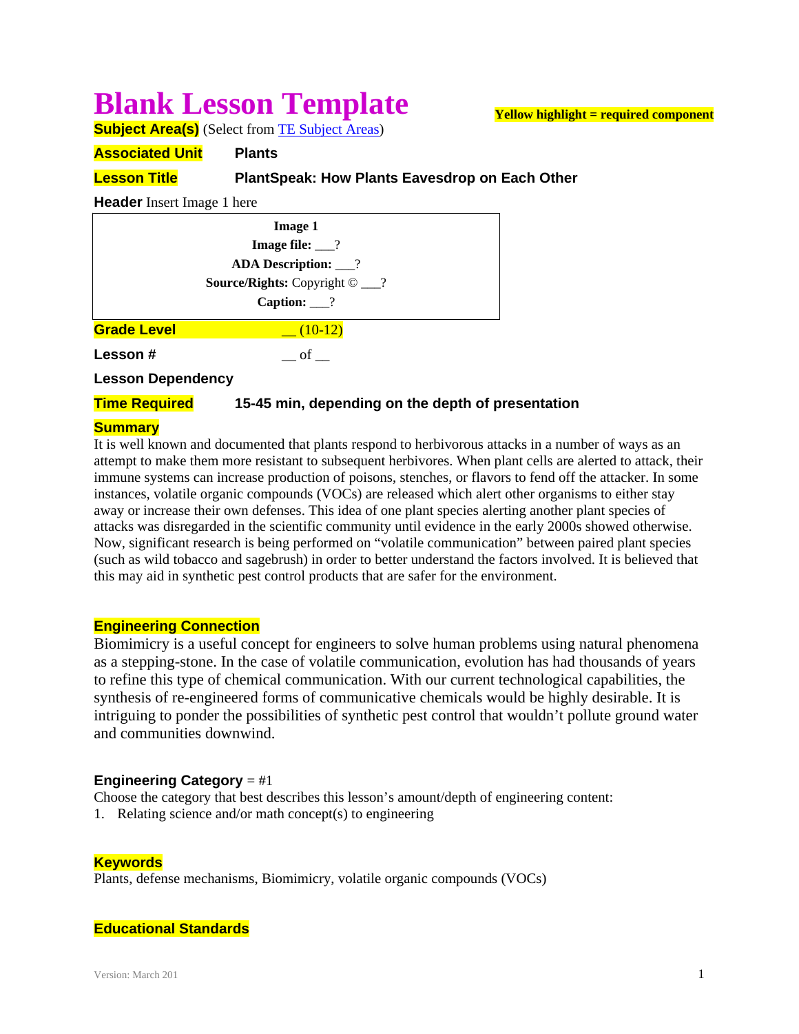# Blank Lesson Template

**Yellow highlight = required component**

**Subject Area(s)** (Select from TE Subject Areas)

**Associated Unit** **Plants**

**Lesson Title** **PlantSpeak: How Plants Eavesdrop on Each Other**

**Header** Insert Image 1 here

| **Image 1** |
|---|
| **Image file:** ___? |
| **ADA Description:** ___? |
| **Source/Rights:** Copyright © ___? |
| **Caption:** ___? |

**Grade Level** __ (10-12)

**Lesson #** __ of __

**Lesson Dependency**

**Time Required** **15-45 min, depending on the depth of presentation**

**Summary**

It is well known and documented that plants respond to herbivorous attacks in a number of ways as an attempt to make them more resistant to subsequent herbivores. When plant cells are alerted to attack, their immune systems can increase production of poisons, stenches, or flavors to fend off the attacker. In some instances, volatile organic compounds (VOCs) are released which alert other organisms to either stay away or increase their own defenses. This idea of one plant species alerting another plant species of attacks was disregarded in the scientific community until evidence in the early 2000s showed otherwise. Now, significant research is being performed on "volatile communication" between paired plant species (such as wild tobacco and sagebrush) in order to better understand the factors involved. It is believed that this may aid in synthetic pest control products that are safer for the environment.

**Engineering Connection**

Biomimicry is a useful concept for engineers to solve human problems using natural phenomena as a stepping-stone. In the case of volatile communication, evolution has had thousands of years to refine this type of chemical communication. With our current technological capabilities, the synthesis of re-engineered forms of communicative chemicals would be highly desirable. It is intriguing to ponder the possibilities of synthetic pest control that wouldn't pollute ground water and communities downwind.

**Engineering Category** = #1

Choose the category that best describes this lesson's amount/depth of engineering content:

1. Relating science and/or math concept(s) to engineering

**Keywords**

Plants, defense mechanisms, Biomimicry, volatile organic compounds (VOCs)

**Educational Standards**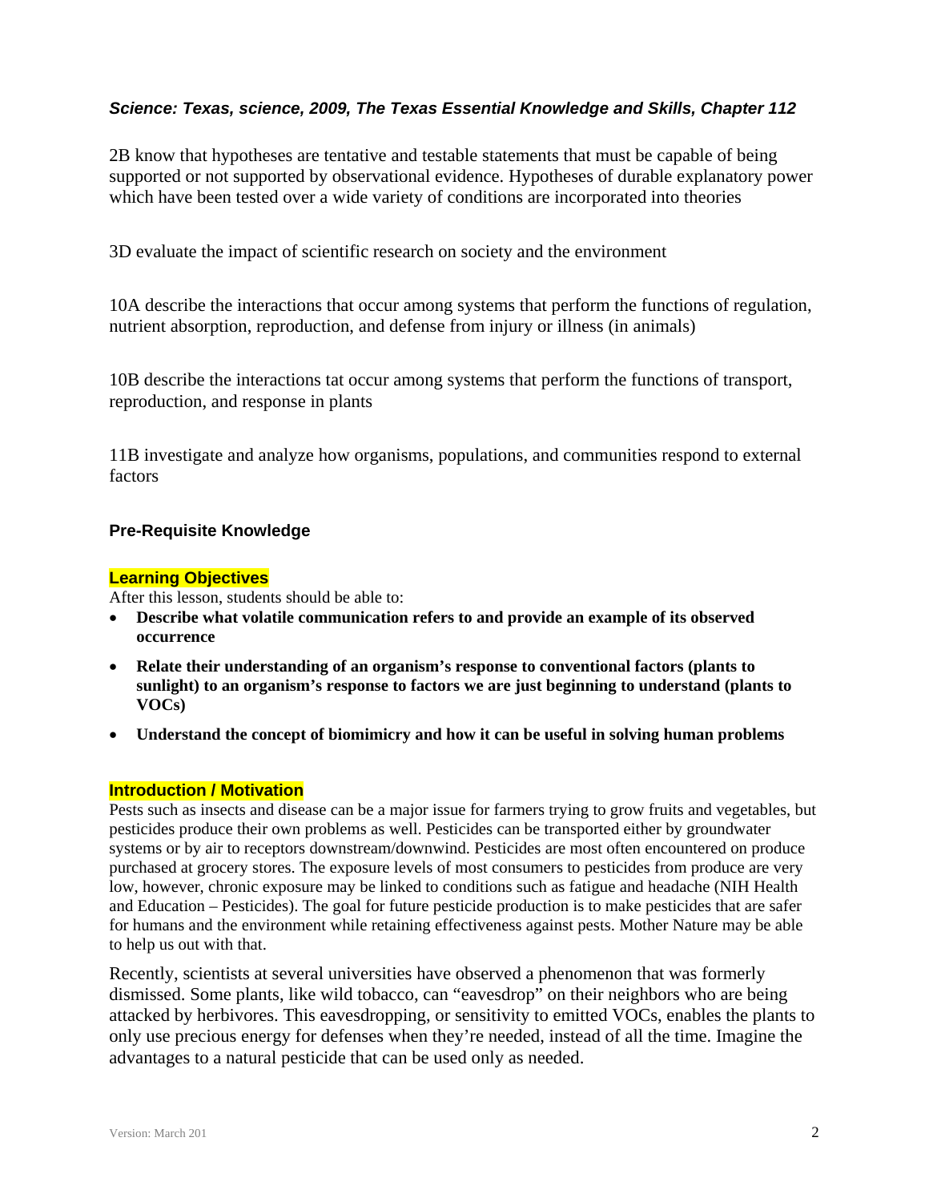***Science: Texas, science, 2009, The Texas Essential Knowledge and Skills, Chapter 112***

2B know that hypotheses are tentative and testable statements that must be capable of being supported or not supported by observational evidence. Hypotheses of durable explanatory power which have been tested over a wide variety of conditions are incorporated into theories

3D evaluate the impact of scientific research on society and the environment

10A describe the interactions that occur among systems that perform the functions of regulation, nutrient absorption, reproduction, and defense from injury or illness (in animals)

10B describe the interactions tat occur among systems that perform the functions of transport, reproduction, and response in plants

11B investigate and analyze how organisms, populations, and communities respond to external factors

### Pre-Requisite Knowledge

### Learning Objectives

After this lesson, students should be able to:

- **Describe what volatile communication refers to and provide an example of its observed occurrence**
- **Relate their understanding of an organism's response to conventional factors (plants to sunlight) to an organism's response to factors we are just beginning to understand (plants to VOCs)**
- **Understand the concept of biomimicry and how it can be useful in solving human problems**

### Introduction / Motivation

Pests such as insects and disease can be a major issue for farmers trying to grow fruits and vegetables, but pesticides produce their own problems as well. Pesticides can be transported either by groundwater systems or by air to receptors downstream/downwind. Pesticides are most often encountered on produce purchased at grocery stores. The exposure levels of most consumers to pesticides from produce are very low, however, chronic exposure may be linked to conditions such as fatigue and headache (NIH Health and Education – Pesticides). The goal for future pesticide production is to make pesticides that are safer for humans and the environment while retaining effectiveness against pests. Mother Nature may be able to help us out with that.

Recently, scientists at several universities have observed a phenomenon that was formerly dismissed. Some plants, like wild tobacco, can "eavesdrop" on their neighbors who are being attacked by herbivores. This eavesdropping, or sensitivity to emitted VOCs, enables the plants to only use precious energy for defenses when they're needed, instead of all the time. Imagine the advantages to a natural pesticide that can be used only as needed.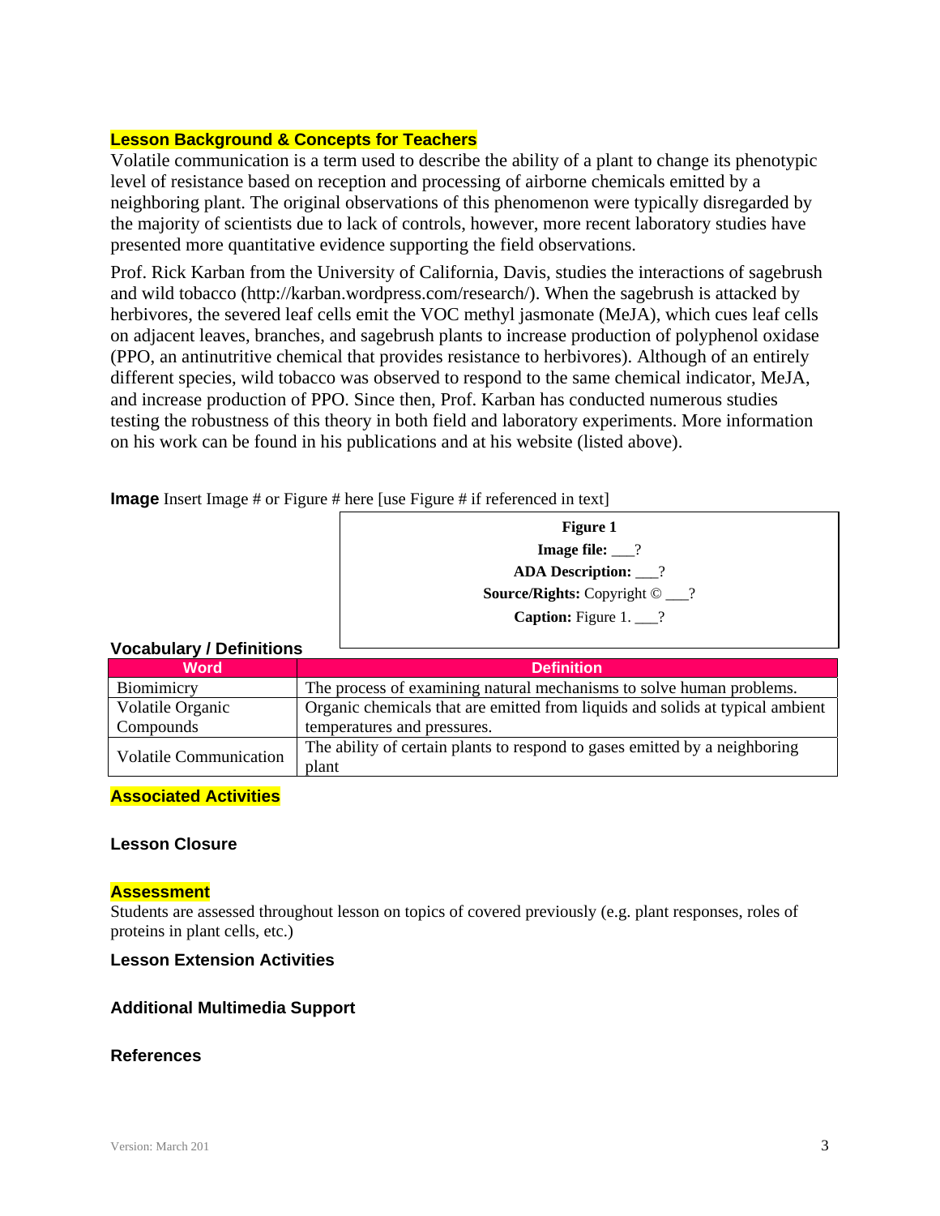## Lesson Background & Concepts for Teachers

Volatile communication is a term used to describe the ability of a plant to change its phenotypic level of resistance based on reception and processing of airborne chemicals emitted by a neighboring plant. The original observations of this phenomenon were typically disregarded by the majority of scientists due to lack of controls, however, more recent laboratory studies have presented more quantitative evidence supporting the field observations.

Prof. Rick Karban from the University of California, Davis, studies the interactions of sagebrush and wild tobacco (http://karban.wordpress.com/research/). When the sagebrush is attacked by herbivores, the severed leaf cells emit the VOC methyl jasmonate (MeJA), which cues leaf cells on adjacent leaves, branches, and sagebrush plants to increase production of polyphenol oxidase (PPO, an antinutritive chemical that provides resistance to herbivores). Although of an entirely different species, wild tobacco was observed to respond to the same chemical indicator, MeJA, and increase production of PPO. Since then, Prof. Karban has conducted numerous studies testing the robustness of this theory in both field and laboratory experiments. More information on his work can be found in his publications and at his website (listed above).

**Image** Insert Image # or Figure # here [use Figure # if referenced in text]

**Figure 1**
**Image file:** ___?
**ADA Description:** ___?
**Source/Rights:** Copyright © ___?
**Caption:** Figure 1. ___?

### Vocabulary / Definitions

| Word | Definition |
|---|---|
| Biomimicry | The process of examining natural mechanisms to solve human problems. |
| Volatile Organic Compounds | Organic chemicals that are emitted from liquids and solids at typical ambient temperatures and pressures. |
| Volatile Communication | The ability of certain plants to respond to gases emitted by a neighboring plant |

## Associated Activities

### Lesson Closure

## Assessment

Students are assessed throughout lesson on topics of covered previously (e.g. plant responses, roles of proteins in plant cells, etc.)

### Lesson Extension Activities

### Additional Multimedia Support

### References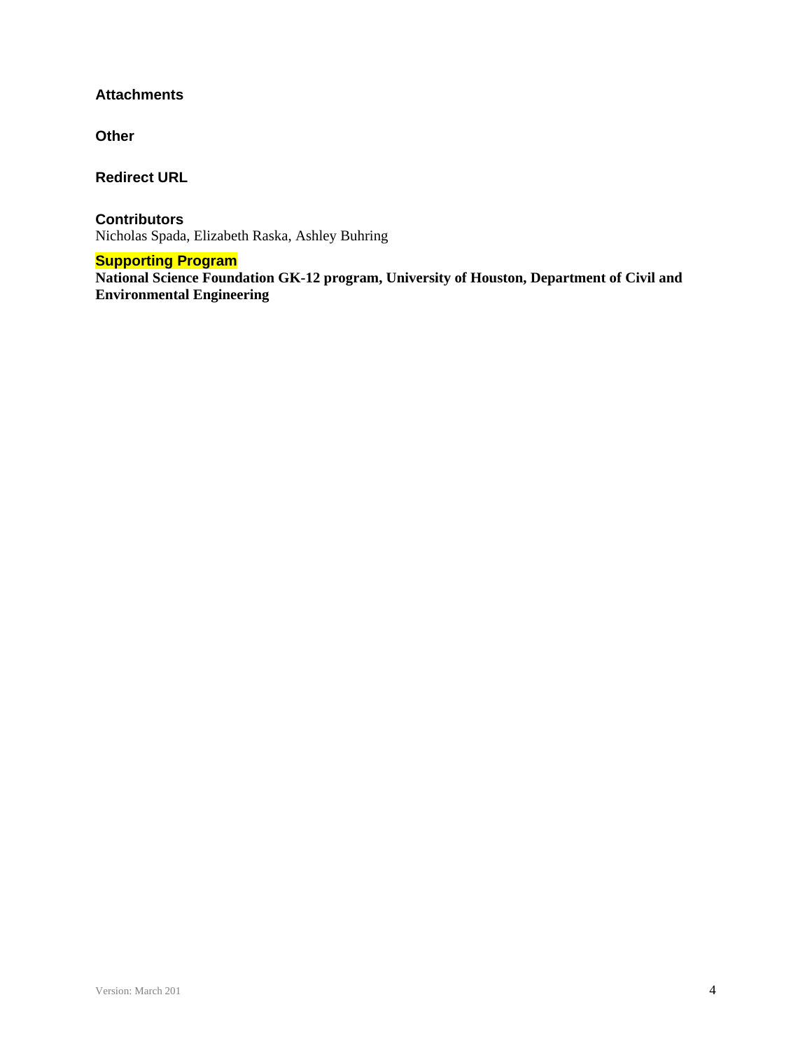### Attachments

### Other

### Redirect URL

### Contributors

Nicholas Spada, Elizabeth Raska, Ashley Buhring

### Supporting Program

**National Science Foundation GK-12 program, University of Houston, Department of Civil and Environmental Engineering**